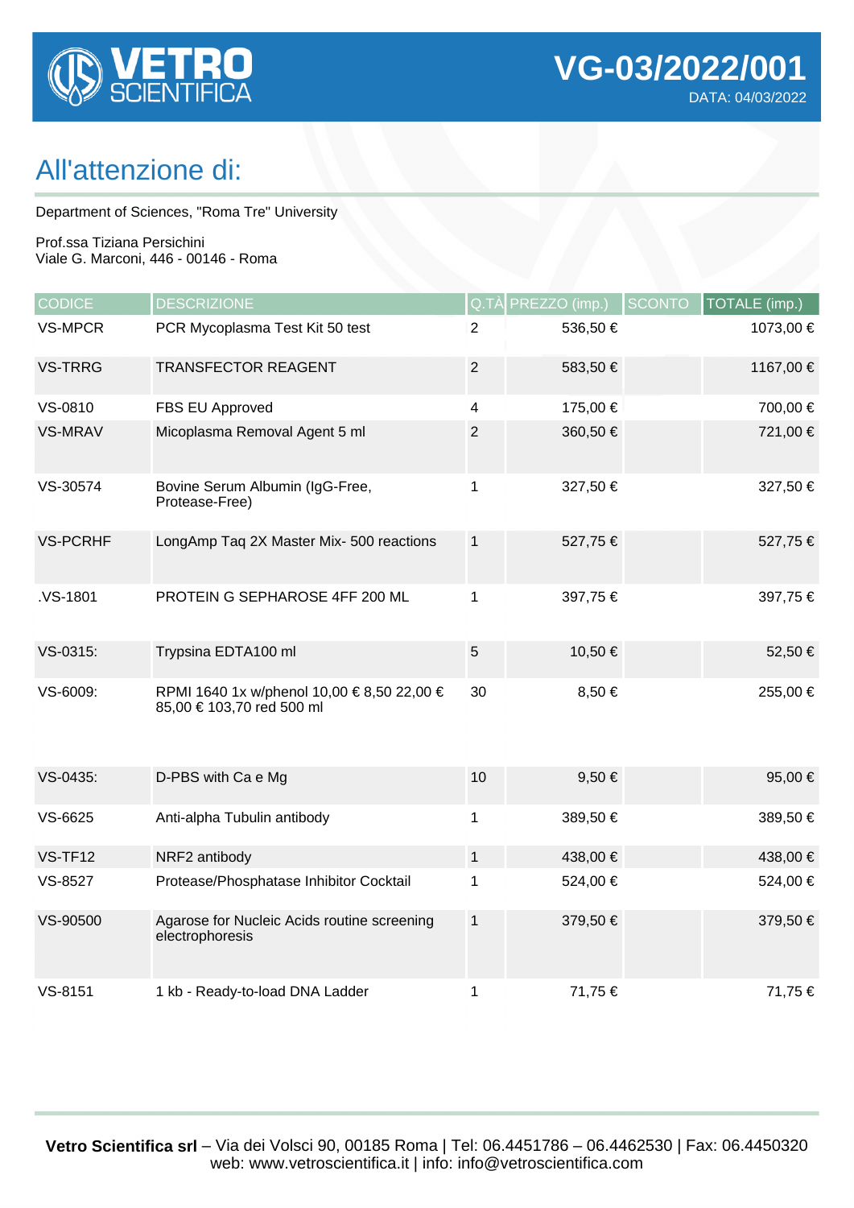# VETRO SCIENTIFICA

**VG-03/2022/001**

DATA: 04/03/2022

## All'attenzione di:

Department of Sciences, "Roma Tre" University

Prof.ssa Tiziana Persichini
Viale G. Marconi, 446 - 00146 - Roma

| CODICE | DESCRIZIONE | Q.TÀ | PREZZO (imp.) | SCONTO | TOTALE (imp.) |
|---|---|---|---|---|---|
| VS-MPCR | PCR Mycoplasma Test Kit 50 test | 2 | 536,50 € | | 1073,00 € |
| VS-TRRG | TRANSFECTOR REAGENT | 2 | 583,50 € | | 1167,00 € |
| VS-0810 | FBS EU Approved | 4 | 175,00 € | | 700,00 € |
| VS-MRAV | Micoplasma Removal Agent 5 ml | 2 | 360,50 € | | 721,00 € |
| VS-30574 | Bovine Serum Albumin (IgG-Free, Protease-Free) | 1 | 327,50 € | | 327,50 € |
| VS-PCRHF | LongAmp Taq 2X Master Mix- 500 reactions | 1 | 527,75 € | | 527,75 € |
| .VS-1801 | PROTEIN G SEPHAROSE 4FF 200 ML | 1 | 397,75 € | | 397,75 € |
| VS-0315: | Trypsina EDTA100 ml | 5 | 10,50 € | | 52,50 € |
| VS-6009: | RPMI 1640 1x w/phenol 10,00 € 8,50 22,00 € 85,00 € 103,70 red 500 ml | 30 | 8,50 € | | 255,00 € |
| VS-0435: | D-PBS with Ca e Mg | 10 | 9,50 € | | 95,00 € |
| VS-6625 | Anti-alpha Tubulin antibody | 1 | 389,50 € | | 389,50 € |
| VS-TF12 | NRF2 antibody | 1 | 438,00 € | | 438,00 € |
| VS-8527 | Protease/Phosphatase Inhibitor Cocktail | 1 | 524,00 € | | 524,00 € |
| VS-90500 | Agarose for Nucleic Acids routine screening electrophoresis | 1 | 379,50 € | | 379,50 € |
| VS-8151 | 1 kb - Ready-to-load DNA Ladder | 1 | 71,75 € | | 71,75 € |

**Vetro Scientifica srl** – Via dei Volsci 90, 00185 Roma | Tel: 06.4451786 – 06.4462530 | Fax: 06.4450320
web: www.vetroscientifica.it | info: info@vetroscientifica.com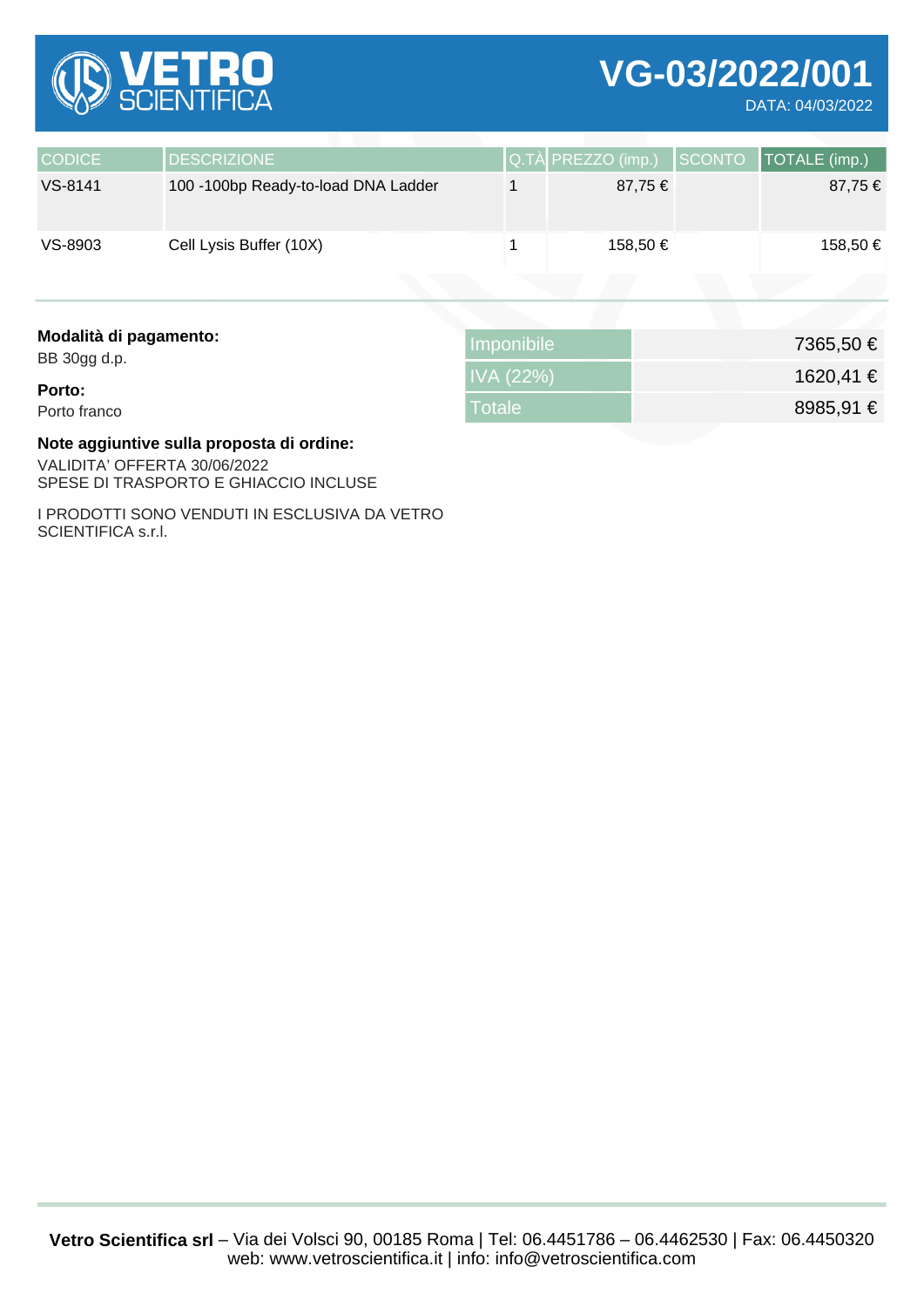# VETRO SCIENTIFICA

# VG-03/2022/001

DATA: 04/03/2022

| CODICE | DESCRIZIONE | Q.TÀ | PREZZO (imp.) | SCONTO | TOTALE (imp.) |
|---|---|---|---|---|---|
| VS-8141 | 100 -100bp Ready-to-load DNA Ladder | 1 | 87,75 € | | 87,75 € |
| VS-8903 | Cell Lysis Buffer (10X) | 1 | 158,50 € | | 158,50 € |

**Modalità di pagamento:**
BB 30gg d.p.

**Porto:**
Porto franco

| | |
|---|---|
| Imponibile | 7365,50 € |
| IVA (22%) | 1620,41 € |
| Totale | 8985,91 € |

**Note aggiuntive sulla proposta di ordine:**
VALIDITA' OFFERTA 30/06/2022
SPESE DI TRASPORTO E GHIACCIO INCLUSE

I PRODOTTI SONO VENDUTI IN ESCLUSIVA DA VETRO SCIENTIFICA s.r.l.

**Vetro Scientifica srl** – Via dei Volsci 90, 00185 Roma | Tel: 06.4451786 – 06.4462530 | Fax: 06.4450320
web: www.vetroscientifica.it | info: info@vetroscientifica.com